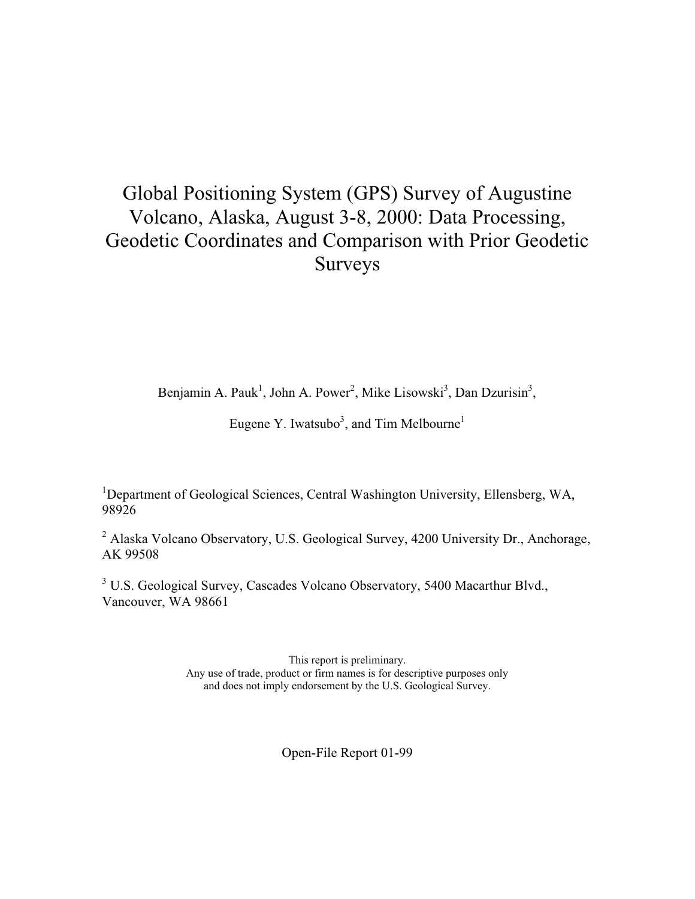# Global Positioning System (GPS) Survey of Augustine Volcano, Alaska, August 3-8, 2000: Data Processing, Geodetic Coordinates and Comparison with Prior Geodetic Surveys

Benjamin A. Pauk[1], John A. Power[2], Mike Lisowski[3], Dan Dzurisin[3], Eugene Y. Iwatsubo[3], and Tim Melbourne[1]

[1]Department of Geological Sciences, Central Washington University, Ellensberg, WA, 98926

[2] Alaska Volcano Observatory, U.S. Geological Survey, 4200 University Dr., Anchorage, AK 99508

[3] U.S. Geological Survey, Cascades Volcano Observatory, 5400 Macarthur Blvd., Vancouver, WA 98661

This report is preliminary.
Any use of trade, product or firm names is for descriptive purposes only and does not imply endorsement by the U.S. Geological Survey.

Open-File Report 01-99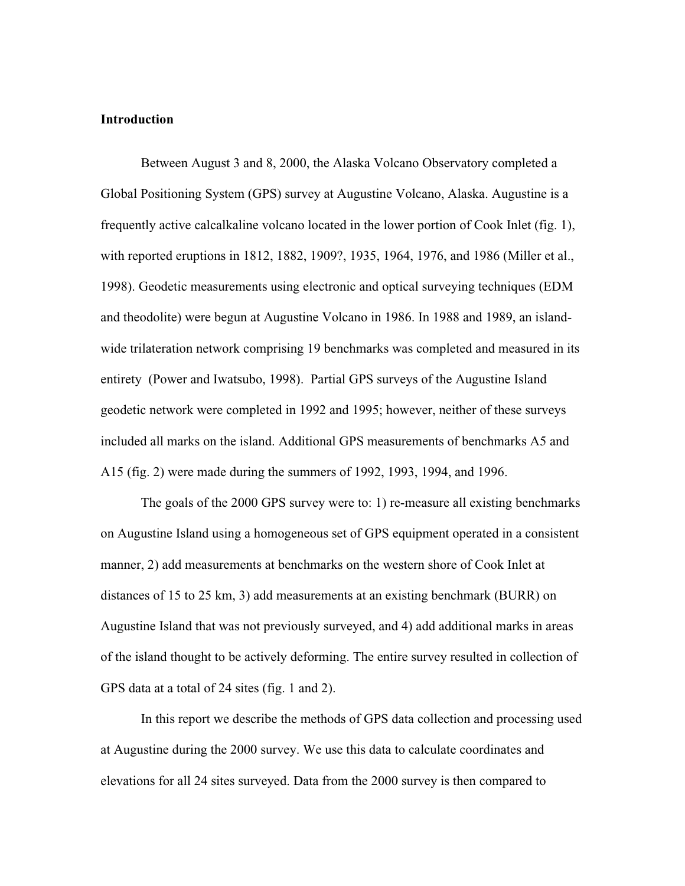**Introduction**

Between August 3 and 8, 2000, the Alaska Volcano Observatory completed a Global Positioning System (GPS) survey at Augustine Volcano, Alaska. Augustine is a frequently active calcalkaline volcano located in the lower portion of Cook Inlet (fig. 1), with reported eruptions in 1812, 1882, 1909?, 1935, 1964, 1976, and 1986 (Miller et al., 1998). Geodetic measurements using electronic and optical surveying techniques (EDM and theodolite) were begun at Augustine Volcano in 1986. In 1988 and 1989, an island-wide trilateration network comprising 19 benchmarks was completed and measured in its entirety (Power and Iwatsubo, 1998). Partial GPS surveys of the Augustine Island geodetic network were completed in 1992 and 1995; however, neither of these surveys included all marks on the island. Additional GPS measurements of benchmarks A5 and A15 (fig. 2) were made during the summers of 1992, 1993, 1994, and 1996.

The goals of the 2000 GPS survey were to: 1) re-measure all existing benchmarks on Augustine Island using a homogeneous set of GPS equipment operated in a consistent manner, 2) add measurements at benchmarks on the western shore of Cook Inlet at distances of 15 to 25 km, 3) add measurements at an existing benchmark (BURR) on Augustine Island that was not previously surveyed, and 4) add additional marks in areas of the island thought to be actively deforming. The entire survey resulted in collection of GPS data at a total of 24 sites (fig. 1 and 2).

In this report we describe the methods of GPS data collection and processing used at Augustine during the 2000 survey. We use this data to calculate coordinates and elevations for all 24 sites surveyed. Data from the 2000 survey is then compared to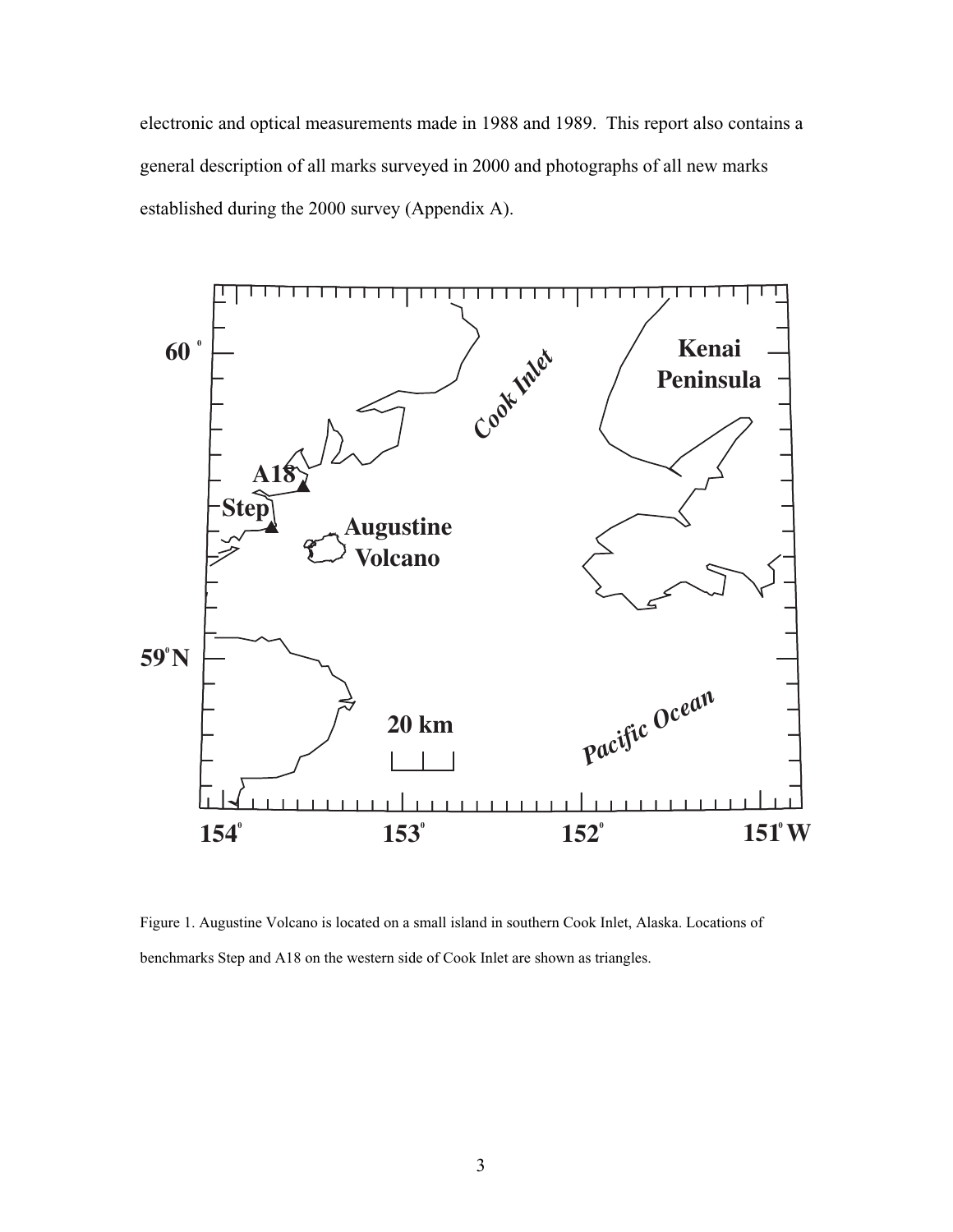electronic and optical measurements made in 1988 and 1989. This report also contains a general description of all marks surveyed in 2000 and photographs of all new marks established during the 2000 survey (Appendix A).

Figure 1. Augustine Volcano is located on a small island in southern Cook Inlet, Alaska. Locations of benchmarks Step and A18 on the western side of Cook Inlet are shown as triangles.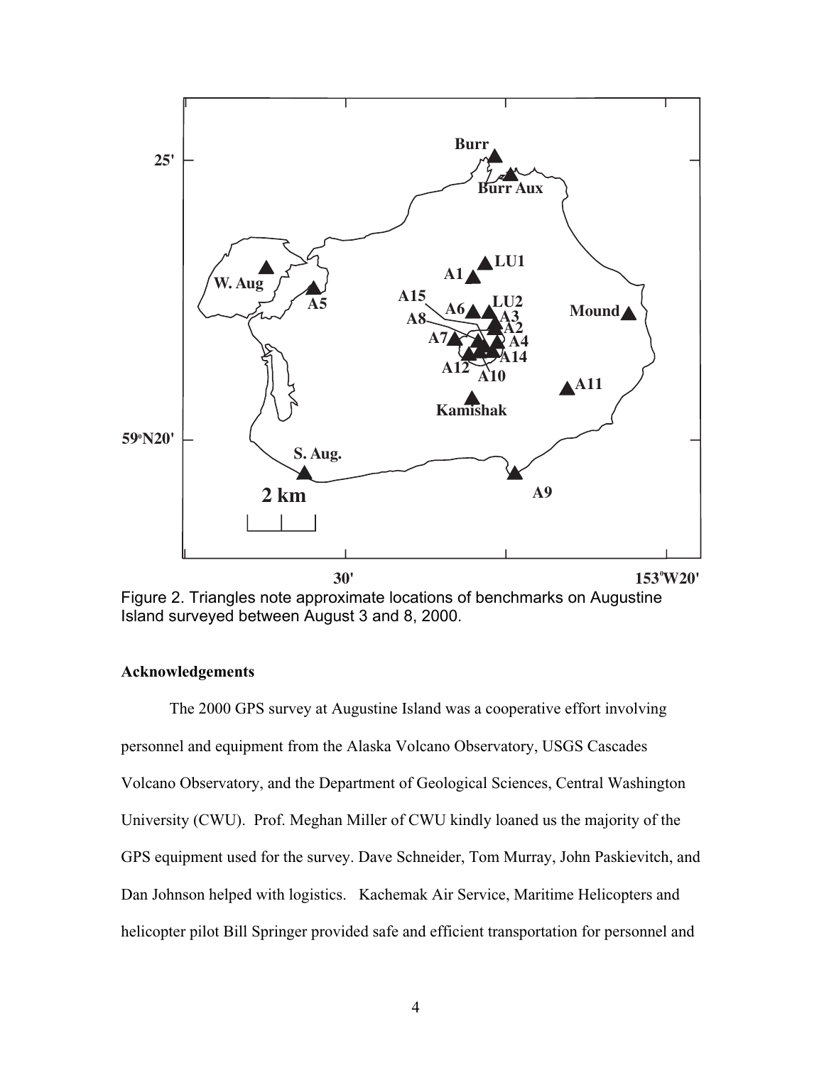Figure 2. Triangles note approximate locations of benchmarks on Augustine Island surveyed between August 3 and 8, 2000.

### Acknowledgements

The 2000 GPS survey at Augustine Island was a cooperative effort involving personnel and equipment from the Alaska Volcano Observatory, USGS Cascades Volcano Observatory, and the Department of Geological Sciences, Central Washington University (CWU). Prof. Meghan Miller of CWU kindly loaned us the majority of the GPS equipment used for the survey. Dave Schneider, Tom Murray, John Paskievitch, and Dan Johnson helped with logistics. Kachemak Air Service, Maritime Helicopters and helicopter pilot Bill Springer provided safe and efficient transportation for personnel and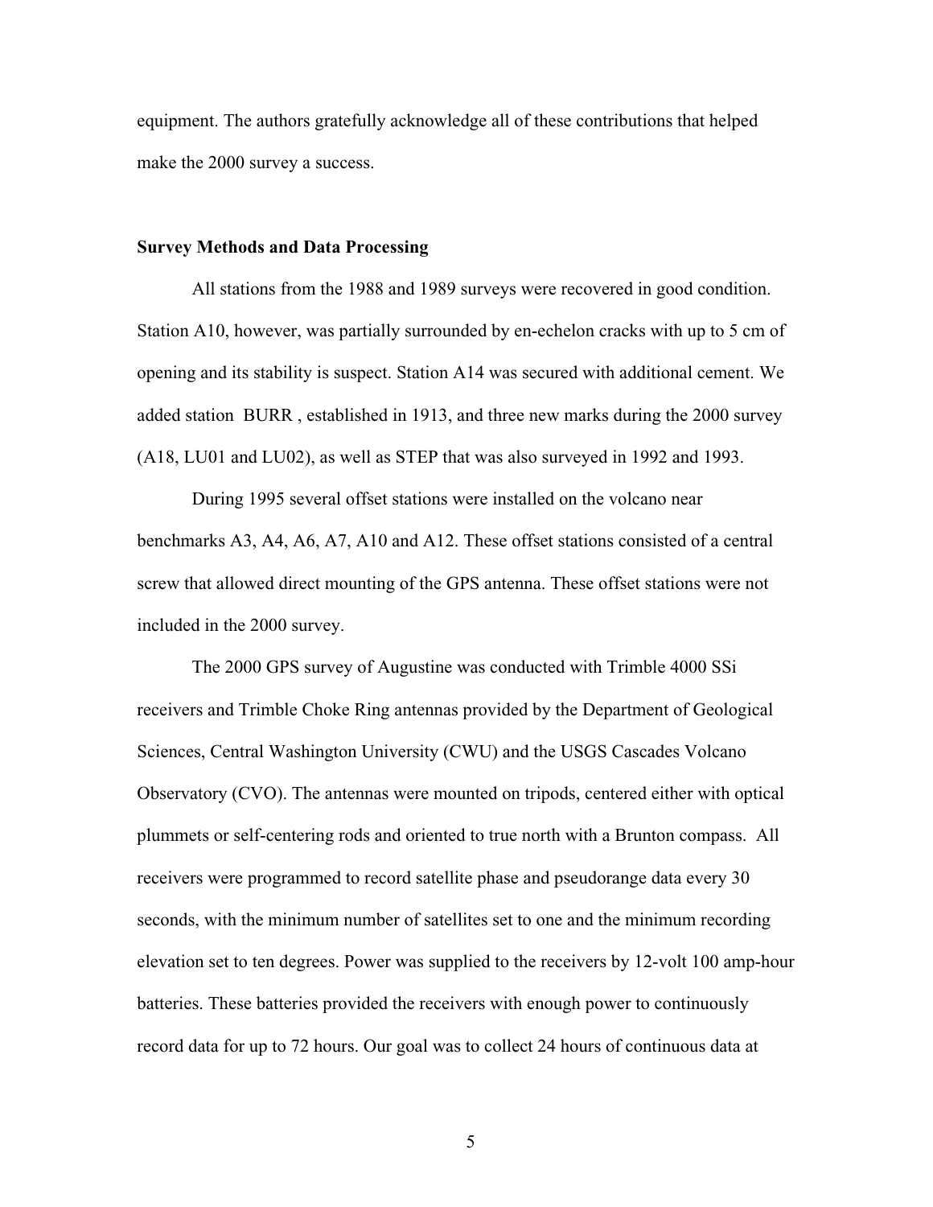equipment. The authors gratefully acknowledge all of these contributions that helped make the 2000 survey a success.

**Survey Methods and Data Processing**

All stations from the 1988 and 1989 surveys were recovered in good condition. Station A10, however, was partially surrounded by en-echelon cracks with up to 5 cm of opening and its stability is suspect. Station A14 was secured with additional cement. We added station BURR , established in 1913, and three new marks during the 2000 survey (A18, LU01 and LU02), as well as STEP that was also surveyed in 1992 and 1993.

During 1995 several offset stations were installed on the volcano near benchmarks A3, A4, A6, A7, A10 and A12. These offset stations consisted of a central screw that allowed direct mounting of the GPS antenna. These offset stations were not included in the 2000 survey.

The 2000 GPS survey of Augustine was conducted with Trimble 4000 SSi receivers and Trimble Choke Ring antennas provided by the Department of Geological Sciences, Central Washington University (CWU) and the USGS Cascades Volcano Observatory (CVO). The antennas were mounted on tripods, centered either with optical plummets or self-centering rods and oriented to true north with a Brunton compass. All receivers were programmed to record satellite phase and pseudorange data every 30 seconds, with the minimum number of satellites set to one and the minimum recording elevation set to ten degrees. Power was supplied to the receivers by 12-volt 100 amp-hour batteries. These batteries provided the receivers with enough power to continuously record data for up to 72 hours. Our goal was to collect 24 hours of continuous data at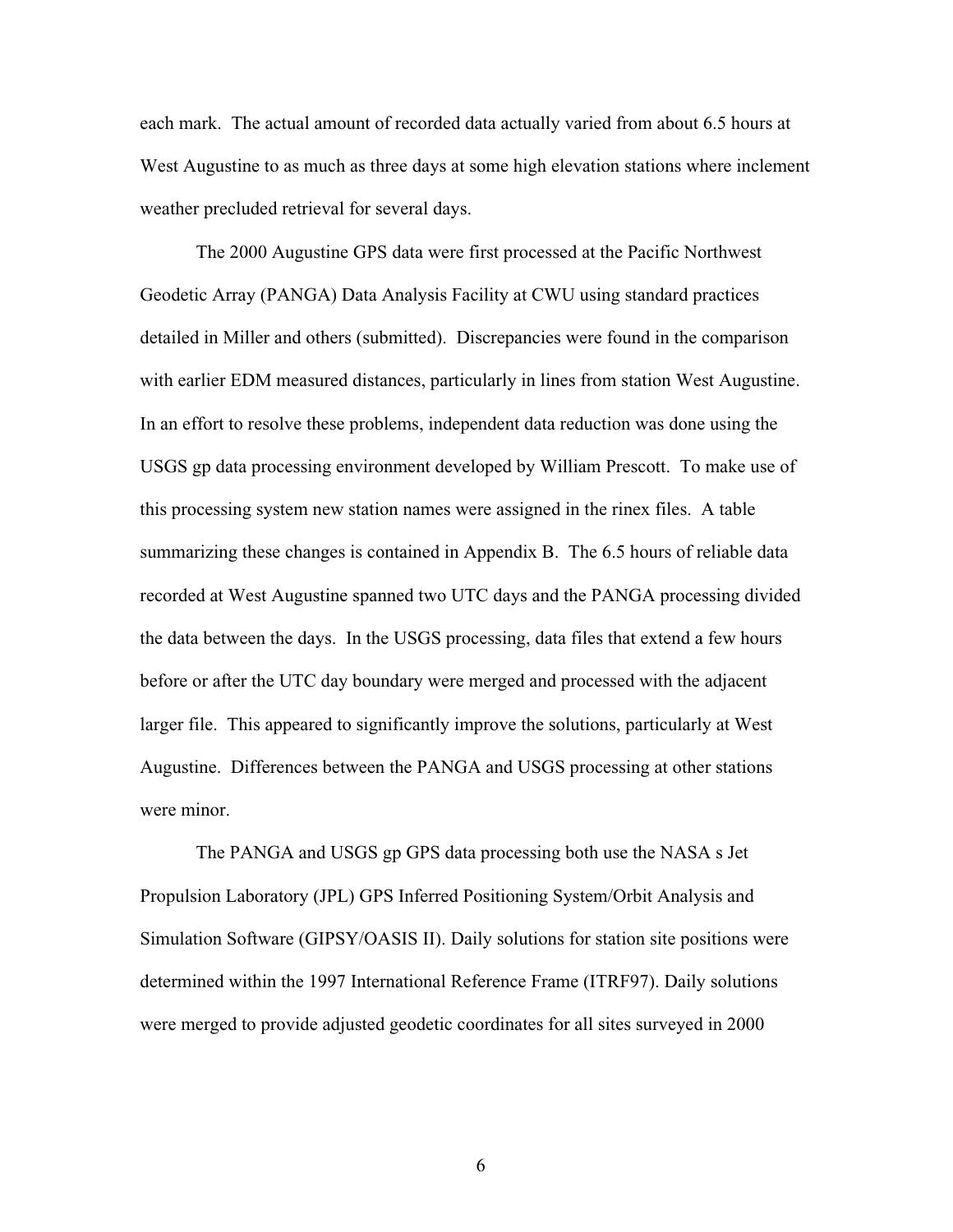each mark. The actual amount of recorded data actually varied from about 6.5 hours at West Augustine to as much as three days at some high elevation stations where inclement weather precluded retrieval for several days.

The 2000 Augustine GPS data were first processed at the Pacific Northwest Geodetic Array (PANGA) Data Analysis Facility at CWU using standard practices detailed in Miller and others (submitted). Discrepancies were found in the comparison with earlier EDM measured distances, particularly in lines from station West Augustine. In an effort to resolve these problems, independent data reduction was done using the USGS gp data processing environment developed by William Prescott. To make use of this processing system new station names were assigned in the rinex files. A table summarizing these changes is contained in Appendix B. The 6.5 hours of reliable data recorded at West Augustine spanned two UTC days and the PANGA processing divided the data between the days. In the USGS processing, data files that extend a few hours before or after the UTC day boundary were merged and processed with the adjacent larger file. This appeared to significantly improve the solutions, particularly at West Augustine. Differences between the PANGA and USGS processing at other stations were minor.

The PANGA and USGS gp GPS data processing both use the NASA s Jet Propulsion Laboratory (JPL) GPS Inferred Positioning System/Orbit Analysis and Simulation Software (GIPSY/OASIS II). Daily solutions for station site positions were determined within the 1997 International Reference Frame (ITRF97). Daily solutions were merged to provide adjusted geodetic coordinates for all sites surveyed in 2000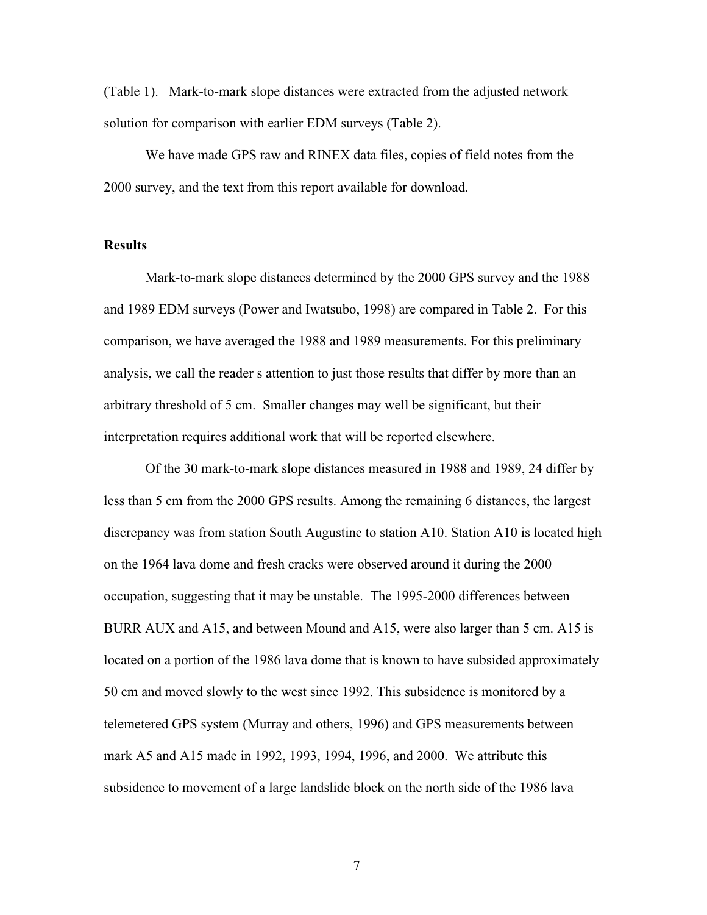(Table 1). Mark-to-mark slope distances were extracted from the adjusted network solution for comparison with earlier EDM surveys (Table 2).

We have made GPS raw and RINEX data files, copies of field notes from the 2000 survey, and the text from this report available for download.

## Results

Mark-to-mark slope distances determined by the 2000 GPS survey and the 1988 and 1989 EDM surveys (Power and Iwatsubo, 1998) are compared in Table 2. For this comparison, we have averaged the 1988 and 1989 measurements. For this preliminary analysis, we call the reader s attention to just those results that differ by more than an arbitrary threshold of 5 cm. Smaller changes may well be significant, but their interpretation requires additional work that will be reported elsewhere.

Of the 30 mark-to-mark slope distances measured in 1988 and 1989, 24 differ by less than 5 cm from the 2000 GPS results. Among the remaining 6 distances, the largest discrepancy was from station South Augustine to station A10. Station A10 is located high on the 1964 lava dome and fresh cracks were observed around it during the 2000 occupation, suggesting that it may be unstable. The 1995-2000 differences between BURR AUX and A15, and between Mound and A15, were also larger than 5 cm. A15 is located on a portion of the 1986 lava dome that is known to have subsided approximately 50 cm and moved slowly to the west since 1992. This subsidence is monitored by a telemetered GPS system (Murray and others, 1996) and GPS measurements between mark A5 and A15 made in 1992, 1993, 1994, 1996, and 2000. We attribute this subsidence to movement of a large landslide block on the north side of the 1986 lava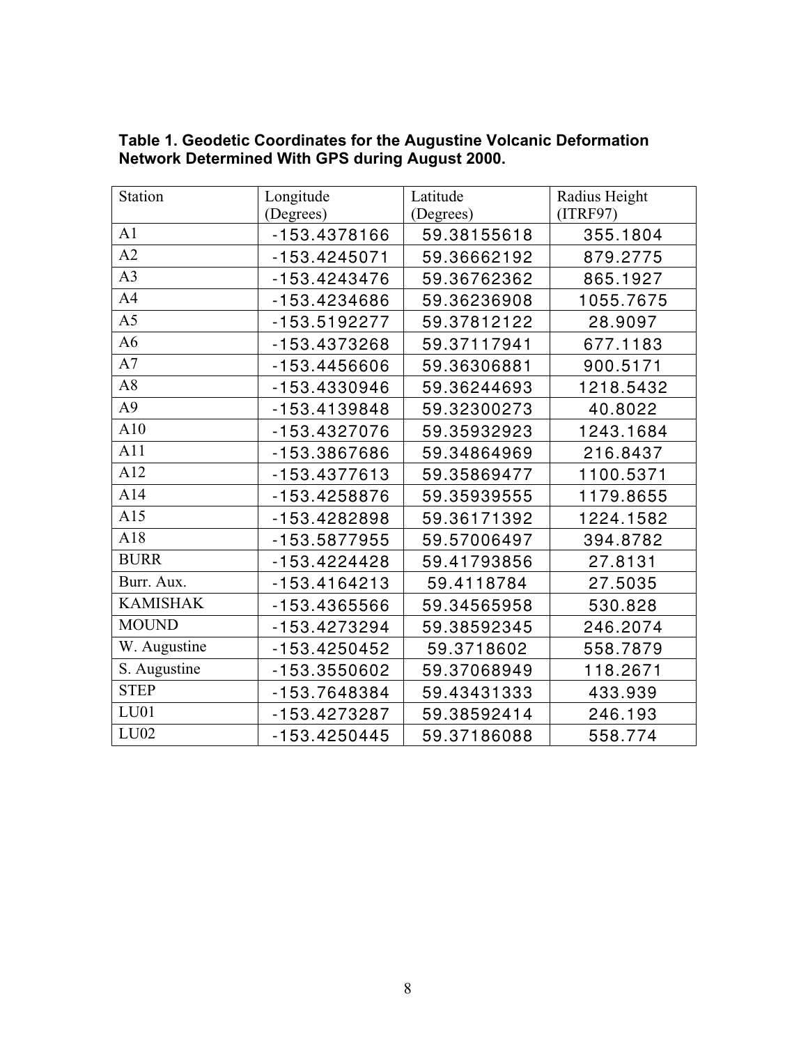**Table 1. Geodetic Coordinates for the Augustine Volcanic Deformation Network Determined With GPS during August 2000.**

| Station | Longitude (Degrees) | Latitude (Degrees) | Radius Height (ITRF97) |
|---|---|---|---|
| A1 | -153.4378166 | 59.38155618 | 355.1804 |
| A2 | -153.4245071 | 59.36662192 | 879.2775 |
| A3 | -153.4243476 | 59.36762362 | 865.1927 |
| A4 | -153.4234686 | 59.36236908 | 1055.7675 |
| A5 | -153.5192277 | 59.37812122 | 28.9097 |
| A6 | -153.4373268 | 59.37117941 | 677.1183 |
| A7 | -153.4456606 | 59.36306881 | 900.5171 |
| A8 | -153.4330946 | 59.36244693 | 1218.5432 |
| A9 | -153.4139848 | 59.32300273 | 40.8022 |
| A10 | -153.4327076 | 59.35932923 | 1243.1684 |
| A11 | -153.3867686 | 59.34864969 | 216.8437 |
| A12 | -153.4377613 | 59.35869477 | 1100.5371 |
| A14 | -153.4258876 | 59.35939555 | 1179.8655 |
| A15 | -153.4282898 | 59.36171392 | 1224.1582 |
| A18 | -153.5877955 | 59.57006497 | 394.8782 |
| BURR | -153.4224428 | 59.41793856 | 27.8131 |
| Burr. Aux. | -153.4164213 | 59.4118784 | 27.5035 |
| KAMISHAK | -153.4365566 | 59.34565958 | 530.828 |
| MOUND | -153.4273294 | 59.38592345 | 246.2074 |
| W. Augustine | -153.4250452 | 59.3718602 | 558.7879 |
| S. Augustine | -153.3550602 | 59.37068949 | 118.2671 |
| STEP | -153.7648384 | 59.43431333 | 433.939 |
| LU01 | -153.4273287 | 59.38592414 | 246.193 |
| LU02 | -153.4250445 | 59.37186088 | 558.774 |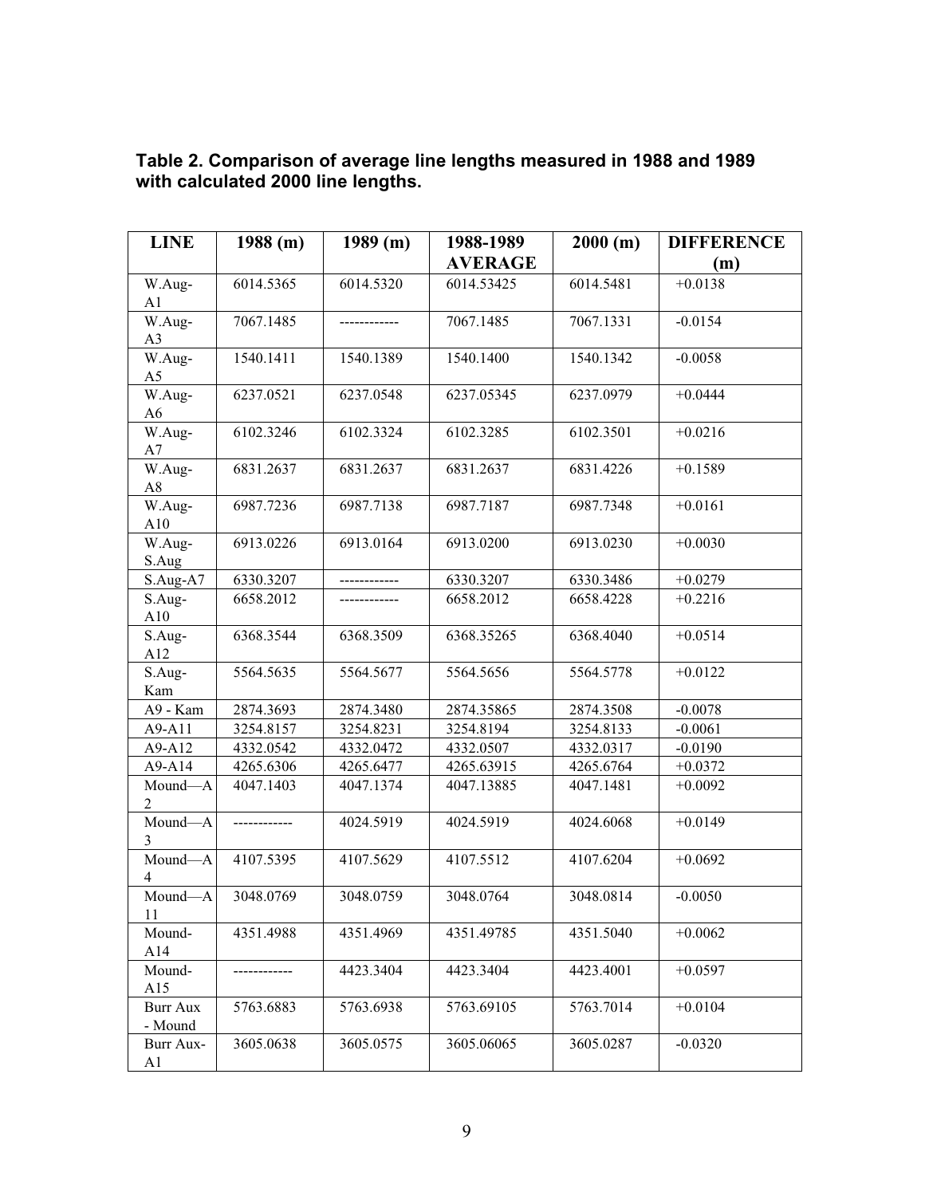**Table 2. Comparison of average line lengths measured in 1988 and 1989 with calculated 2000 line lengths.**

| LINE | 1988 (m) | 1989 (m) | 1988-1989 AVERAGE | 2000 (m) | DIFFERENCE (m) |
|---|---|---|---|---|---|
| W.Aug-A1 | 6014.5365 | 6014.5320 | 6014.53425 | 6014.5481 | +0.0138 |
| W.Aug-A3 | 7067.1485 | ------------ | 7067.1485 | 7067.1331 | -0.0154 |
| W.Aug-A5 | 1540.1411 | 1540.1389 | 1540.1400 | 1540.1342 | -0.0058 |
| W.Aug-A6 | 6237.0521 | 6237.0548 | 6237.05345 | 6237.0979 | +0.0444 |
| W.Aug-A7 | 6102.3246 | 6102.3324 | 6102.3285 | 6102.3501 | +0.0216 |
| W.Aug-A8 | 6831.2637 | 6831.2637 | 6831.2637 | 6831.4226 | +0.1589 |
| W.Aug-A10 | 6987.7236 | 6987.7138 | 6987.7187 | 6987.7348 | +0.0161 |
| W.Aug-S.Aug | 6913.0226 | 6913.0164 | 6913.0200 | 6913.0230 | +0.0030 |
| S.Aug-A7 | 6330.3207 | ------------ | 6330.3207 | 6330.3486 | +0.0279 |
| S.Aug-A10 | 6658.2012 | ------------ | 6658.2012 | 6658.4228 | +0.2216 |
| S.Aug-A12 | 6368.3544 | 6368.3509 | 6368.35265 | 6368.4040 | +0.0514 |
| S.Aug-Kam | 5564.5635 | 5564.5677 | 5564.5656 | 5564.5778 | +0.0122 |
| A9 - Kam | 2874.3693 | 2874.3480 | 2874.35865 | 2874.3508 | -0.0078 |
| A9-A11 | 3254.8157 | 3254.8231 | 3254.8194 | 3254.8133 | -0.0061 |
| A9-A12 | 4332.0542 | 4332.0472 | 4332.0507 | 4332.0317 | -0.0190 |
| A9-A14 | 4265.6306 | 4265.6477 | 4265.63915 | 4265.6764 | +0.0372 |
| Mound—A2 | 4047.1403 | 4047.1374 | 4047.13885 | 4047.1481 | +0.0092 |
| Mound—A3 | ------------ | 4024.5919 | 4024.5919 | 4024.6068 | +0.0149 |
| Mound—A4 | 4107.5395 | 4107.5629 | 4107.5512 | 4107.6204 | +0.0692 |
| Mound—A11 | 3048.0769 | 3048.0759 | 3048.0764 | 3048.0814 | -0.0050 |
| Mound-A14 | 4351.4988 | 4351.4969 | 4351.49785 | 4351.5040 | +0.0062 |
| Mound-A15 | ------------ | 4423.3404 | 4423.3404 | 4423.4001 | +0.0597 |
| Burr Aux - Mound | 5763.6883 | 5763.6938 | 5763.69105 | 5763.7014 | +0.0104 |
| Burr Aux-A1 | 3605.0638 | 3605.0575 | 3605.06065 | 3605.0287 | -0.0320 |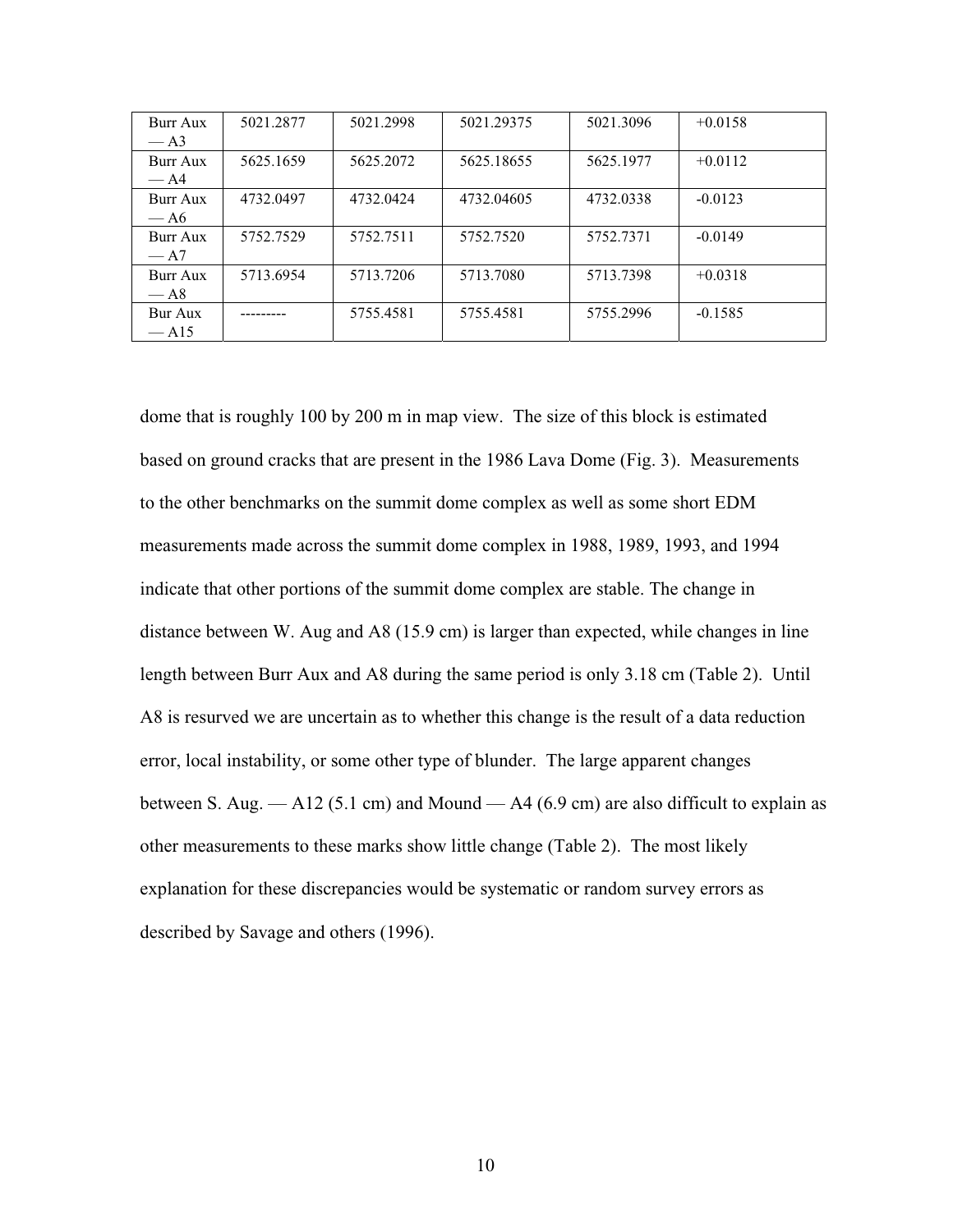| Burr Aux — A3 | 5021.2877 | 5021.2998 | 5021.29375 | 5021.3096 | +0.0158 |
|---|---|---|---|---|---|
| Burr Aux — A4 | 5625.1659 | 5625.2072 | 5625.18655 | 5625.1977 | +0.0112 |
| Burr Aux — A6 | 4732.0497 | 4732.0424 | 4732.04605 | 4732.0338 | -0.0123 |
| Burr Aux — A7 | 5752.7529 | 5752.7511 | 5752.7520 | 5752.7371 | -0.0149 |
| Burr Aux — A8 | 5713.6954 | 5713.7206 | 5713.7080 | 5713.7398 | +0.0318 |
| Bur Aux — A15 | --------- | 5755.4581 | 5755.4581 | 5755.2996 | -0.1585 |

dome that is roughly 100 by 200 m in map view. The size of this block is estimated based on ground cracks that are present in the 1986 Lava Dome (Fig. 3). Measurements to the other benchmarks on the summit dome complex as well as some short EDM measurements made across the summit dome complex in 1988, 1989, 1993, and 1994 indicate that other portions of the summit dome complex are stable. The change in distance between W. Aug and A8 (15.9 cm) is larger than expected, while changes in line length between Burr Aux and A8 during the same period is only 3.18 cm (Table 2). Until A8 is resurved we are uncertain as to whether this change is the result of a data reduction error, local instability, or some other type of blunder. The large apparent changes between S. Aug. — A12 (5.1 cm) and Mound — A4 (6.9 cm) are also difficult to explain as other measurements to these marks show little change (Table 2). The most likely explanation for these discrepancies would be systematic or random survey errors as described by Savage and others (1996).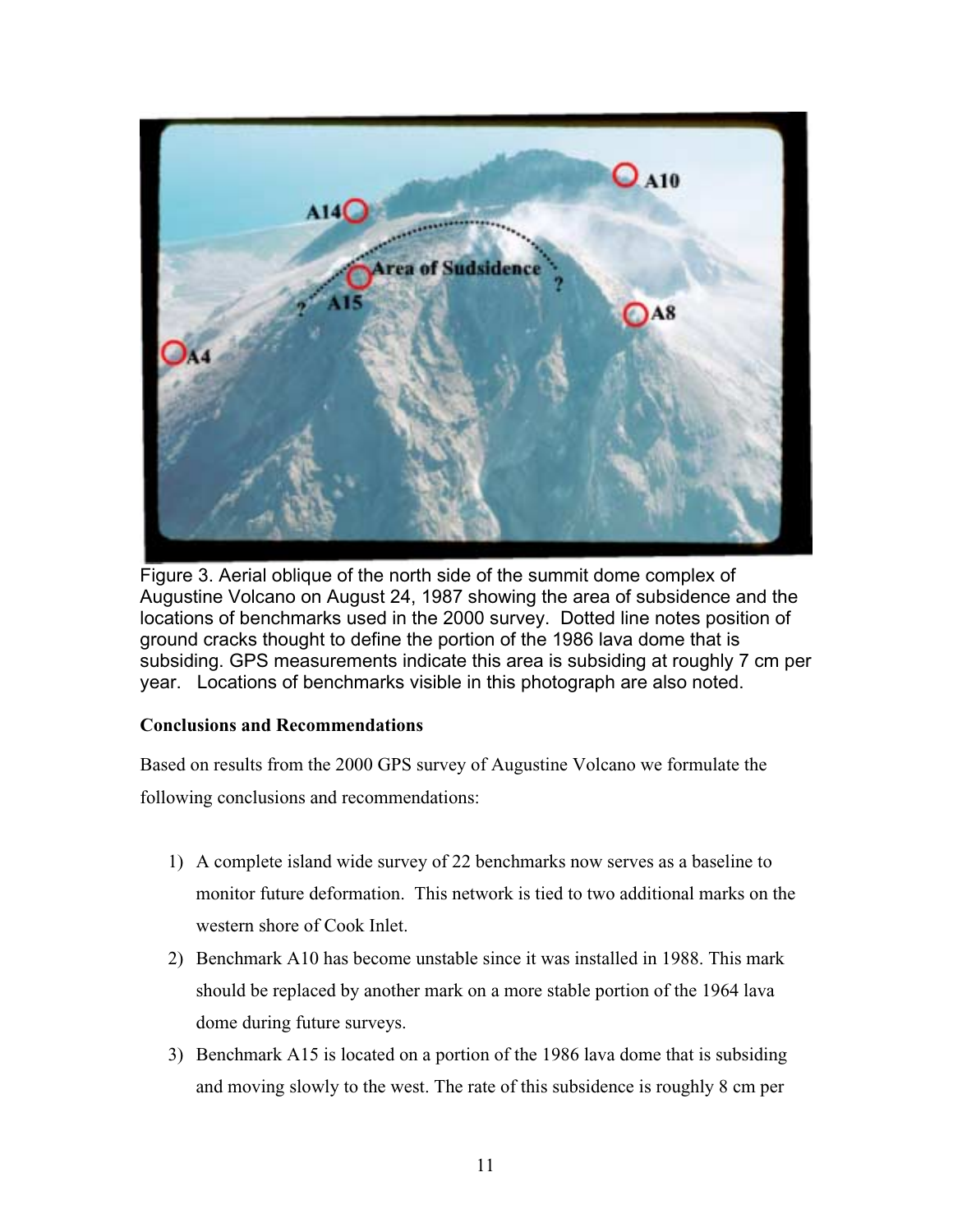Figure 3. Aerial oblique of the north side of the summit dome complex of Augustine Volcano on August 24, 1987 showing the area of subsidence and the locations of benchmarks used in the 2000 survey. Dotted line notes position of ground cracks thought to define the portion of the 1986 lava dome that is subsiding. GPS measurements indicate this area is subsiding at roughly 7 cm per year. Locations of benchmarks visible in this photograph are also noted.

**Conclusions and Recommendations**

Based on results from the 2000 GPS survey of Augustine Volcano we formulate the following conclusions and recommendations:

1) A complete island wide survey of 22 benchmarks now serves as a baseline to monitor future deformation. This network is tied to two additional marks on the western shore of Cook Inlet.
2) Benchmark A10 has become unstable since it was installed in 1988. This mark should be replaced by another mark on a more stable portion of the 1964 lava dome during future surveys.
3) Benchmark A15 is located on a portion of the 1986 lava dome that is subsiding and moving slowly to the west. The rate of this subsidence is roughly 8 cm per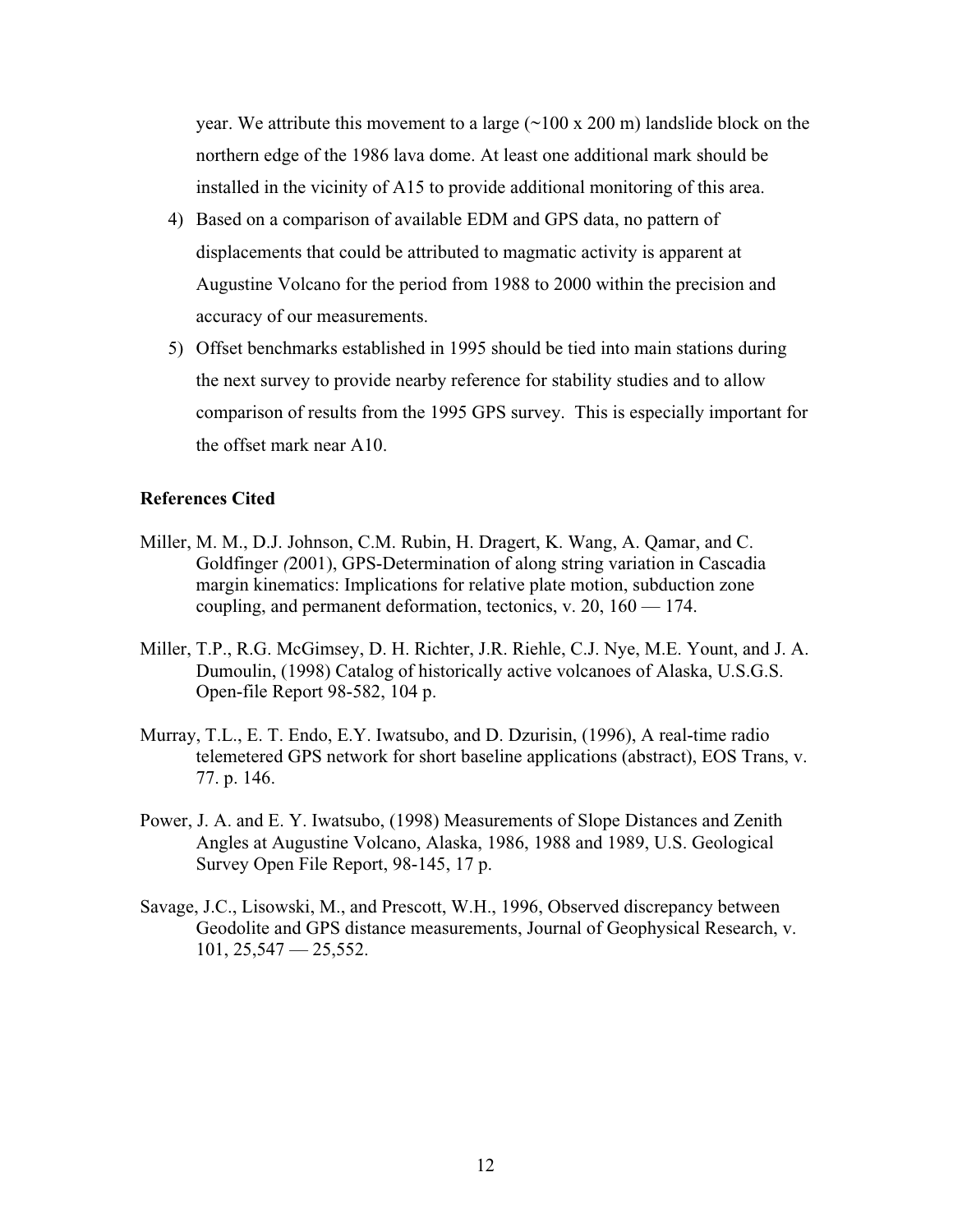year. We attribute this movement to a large (~100 x 200 m) landslide block on the northern edge of the 1986 lava dome. At least one additional mark should be installed in the vicinity of A15 to provide additional monitoring of this area.

4) Based on a comparison of available EDM and GPS data, no pattern of displacements that could be attributed to magmatic activity is apparent at Augustine Volcano for the period from 1988 to 2000 within the precision and accuracy of our measurements.
5) Offset benchmarks established in 1995 should be tied into main stations during the next survey to provide nearby reference for stability studies and to allow comparison of results from the 1995 GPS survey. This is especially important for the offset mark near A10.

**References Cited**

Miller, M. M., D.J. Johnson, C.M. Rubin, H. Dragert, K. Wang, A. Qamar, and C. Goldfinger (2001), GPS-Determination of along string variation in Cascadia margin kinematics: Implications for relative plate motion, subduction zone coupling, and permanent deformation, tectonics, v. 20, 160 — 174.

Miller, T.P., R.G. McGimsey, D. H. Richter, J.R. Riehle, C.J. Nye, M.E. Yount, and J. A. Dumoulin, (1998) Catalog of historically active volcanoes of Alaska, U.S.G.S. Open-file Report 98-582, 104 p.

Murray, T.L., E. T. Endo, E.Y. Iwatsubo, and D. Dzurisin, (1996), A real-time radio telemetered GPS network for short baseline applications (abstract), EOS Trans, v. 77. p. 146.

Power, J. A. and E. Y. Iwatsubo, (1998) Measurements of Slope Distances and Zenith Angles at Augustine Volcano, Alaska, 1986, 1988 and 1989, U.S. Geological Survey Open File Report, 98-145, 17 p.

Savage, J.C., Lisowski, M., and Prescott, W.H., 1996, Observed discrepancy between Geodolite and GPS distance measurements, Journal of Geophysical Research, v. 101, 25,547 — 25,552.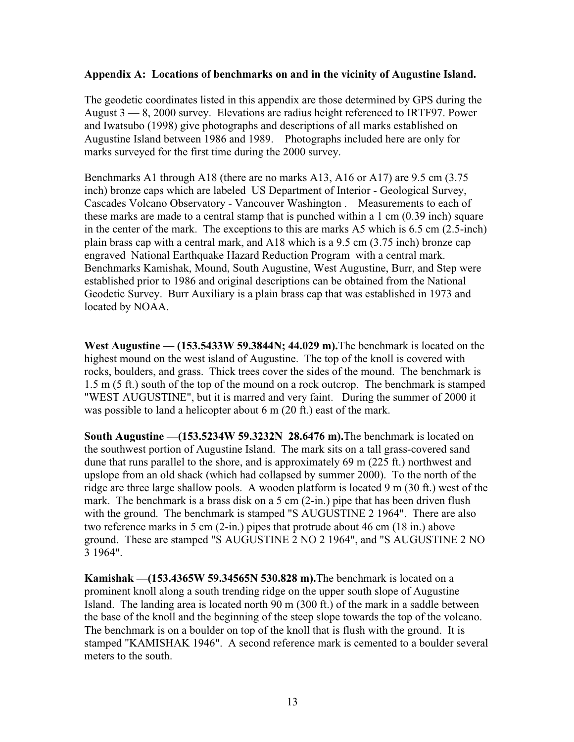**Appendix A: Locations of benchmarks on and in the vicinity of Augustine Island.**

The geodetic coordinates listed in this appendix are those determined by GPS during the August 3 — 8, 2000 survey. Elevations are radius height referenced to IRTF97. Power and Iwatsubo (1998) give photographs and descriptions of all marks established on Augustine Island between 1986 and 1989. Photographs included here are only for marks surveyed for the first time during the 2000 survey.

Benchmarks A1 through A18 (there are no marks A13, A16 or A17) are 9.5 cm (3.75 inch) bronze caps which are labeled US Department of Interior - Geological Survey, Cascades Volcano Observatory - Vancouver Washington . Measurements to each of these marks are made to a central stamp that is punched within a 1 cm (0.39 inch) square in the center of the mark. The exceptions to this are marks A5 which is 6.5 cm (2.5-inch) plain brass cap with a central mark, and A18 which is a 9.5 cm (3.75 inch) bronze cap engraved National Earthquake Hazard Reduction Program with a central mark. Benchmarks Kamishak, Mound, South Augustine, West Augustine, Burr, and Step were established prior to 1986 and original descriptions can be obtained from the National Geodetic Survey. Burr Auxiliary is a plain brass cap that was established in 1973 and located by NOAA.

**West Augustine — (153.5433W 59.3844N; 44.029 m).** The benchmark is located on the highest mound on the west island of Augustine. The top of the knoll is covered with rocks, boulders, and grass. Thick trees cover the sides of the mound. The benchmark is 1.5 m (5 ft.) south of the top of the mound on a rock outcrop. The benchmark is stamped "WEST AUGUSTINE", but it is marred and very faint. During the summer of 2000 it was possible to land a helicopter about 6 m (20 ft.) east of the mark.

**South Augustine —(153.5234W 59.3232N 28.6476 m).** The benchmark is located on the southwest portion of Augustine Island. The mark sits on a tall grass-covered sand dune that runs parallel to the shore, and is approximately 69 m (225 ft.) northwest and upslope from an old shack (which had collapsed by summer 2000). To the north of the ridge are three large shallow pools. A wooden platform is located 9 m (30 ft.) west of the mark. The benchmark is a brass disk on a 5 cm (2-in.) pipe that has been driven flush with the ground. The benchmark is stamped "S AUGUSTINE 2 1964". There are also two reference marks in 5 cm (2-in.) pipes that protrude about 46 cm (18 in.) above ground. These are stamped "S AUGUSTINE 2 NO 2 1964", and "S AUGUSTINE 2 NO 3 1964".

**Kamishak —(153.4365W 59.34565N 530.828 m).** The benchmark is located on a prominent knoll along a south trending ridge on the upper south slope of Augustine Island. The landing area is located north 90 m (300 ft.) of the mark in a saddle between the base of the knoll and the beginning of the steep slope towards the top of the volcano. The benchmark is on a boulder on top of the knoll that is flush with the ground. It is stamped "KAMISHAK 1946". A second reference mark is cemented to a boulder several meters to the south.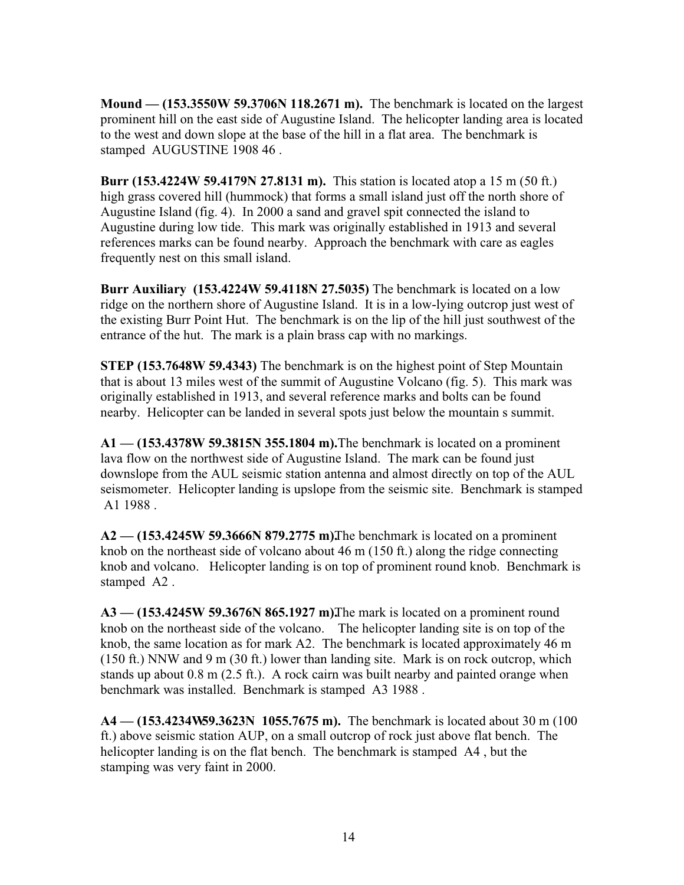**Mound — (153.3550W 59.3706N 118.2671 m).** The benchmark is located on the largest prominent hill on the east side of Augustine Island. The helicopter landing area is located to the west and down slope at the base of the hill in a flat area. The benchmark is stamped AUGUSTINE 1908 46 .

**Burr (153.4224W 59.4179N 27.8131 m).** This station is located atop a 15 m (50 ft.) high grass covered hill (hummock) that forms a small island just off the north shore of Augustine Island (fig. 4). In 2000 a sand and gravel spit connected the island to Augustine during low tide. This mark was originally established in 1913 and several references marks can be found nearby. Approach the benchmark with care as eagles frequently nest on this small island.

**Burr Auxiliary (153.4224W 59.4118N 27.5035)** The benchmark is located on a low ridge on the northern shore of Augustine Island. It is in a low-lying outcrop just west of the existing Burr Point Hut. The benchmark is on the lip of the hill just southwest of the entrance of the hut. The mark is a plain brass cap with no markings.

**STEP (153.7648W 59.4343)** The benchmark is on the highest point of Step Mountain that is about 13 miles west of the summit of Augustine Volcano (fig. 5). This mark was originally established in 1913, and several reference marks and bolts can be found nearby. Helicopter can be landed in several spots just below the mountain s summit.

**A1 — (153.4378W 59.3815N 355.1804 m).** The benchmark is located on a prominent lava flow on the northwest side of Augustine Island. The mark can be found just downslope from the AUL seismic station antenna and almost directly on top of the AUL seismometer. Helicopter landing is upslope from the seismic site. Benchmark is stamped A1 1988 .

**A2 — (153.4245W 59.3666N 879.2775 m).** The benchmark is located on a prominent knob on the northeast side of volcano about 46 m (150 ft.) along the ridge connecting knob and volcano. Helicopter landing is on top of prominent round knob. Benchmark is stamped A2 .

**A3 — (153.4245W 59.3676N 865.1927 m).** The mark is located on a prominent round knob on the northeast side of the volcano. The helicopter landing site is on top of the knob, the same location as for mark A2. The benchmark is located approximately 46 m (150 ft.) NNW and 9 m (30 ft.) lower than landing site. Mark is on rock outcrop, which stands up about 0.8 m (2.5 ft.). A rock cairn was built nearby and painted orange when benchmark was installed. Benchmark is stamped A3 1988 .

**A4 — (153.4234W 59.3623N 1055.7675 m).** The benchmark is located about 30 m (100 ft.) above seismic station AUP, on a small outcrop of rock just above flat bench. The helicopter landing is on the flat bench. The benchmark is stamped A4 , but the stamping was very faint in 2000.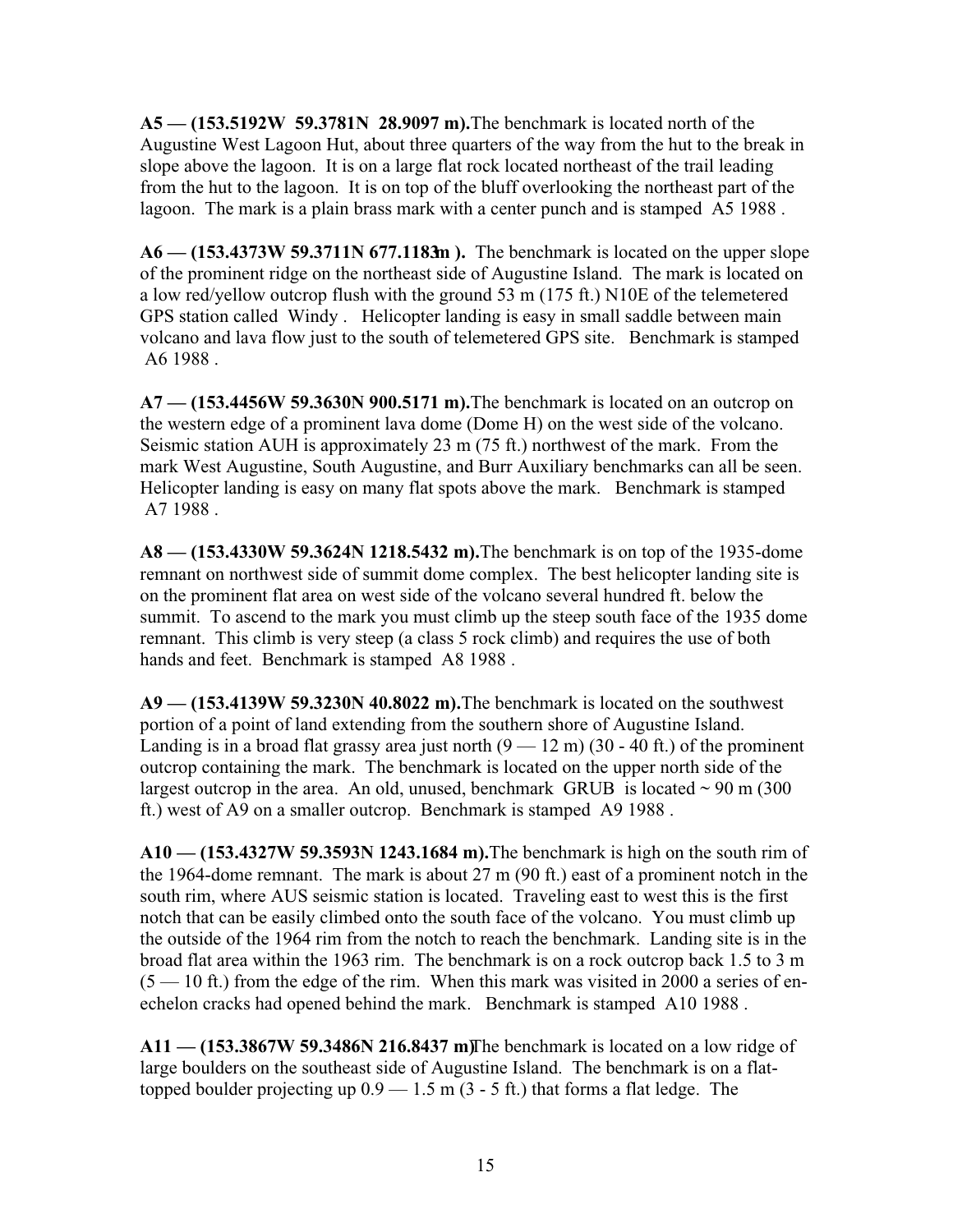**A5 — (153.5192W 59.3781N 28.9097 m).** The benchmark is located north of the Augustine West Lagoon Hut, about three quarters of the way from the hut to the break in slope above the lagoon. It is on a large flat rock located northeast of the trail leading from the hut to the lagoon. It is on top of the bluff overlooking the northeast part of the lagoon. The mark is a plain brass mark with a center punch and is stamped A5 1988 .

**A6 — (153.4373W 59.3711N 677.1183m ).** The benchmark is located on the upper slope of the prominent ridge on the northeast side of Augustine Island. The mark is located on a low red/yellow outcrop flush with the ground 53 m (175 ft.) N10E of the telemetered GPS station called Windy . Helicopter landing is easy in small saddle between main volcano and lava flow just to the south of telemetered GPS site. Benchmark is stamped A6 1988 .

**A7 — (153.4456W 59.3630N 900.5171 m).** The benchmark is located on an outcrop on the western edge of a prominent lava dome (Dome H) on the west side of the volcano. Seismic station AUH is approximately 23 m (75 ft.) northwest of the mark. From the mark West Augustine, South Augustine, and Burr Auxiliary benchmarks can all be seen. Helicopter landing is easy on many flat spots above the mark. Benchmark is stamped A7 1988 .

**A8 — (153.4330W 59.3624N 1218.5432 m).** The benchmark is on top of the 1935-dome remnant on northwest side of summit dome complex. The best helicopter landing site is on the prominent flat area on west side of the volcano several hundred ft. below the summit. To ascend to the mark you must climb up the steep south face of the 1935 dome remnant. This climb is very steep (a class 5 rock climb) and requires the use of both hands and feet. Benchmark is stamped A8 1988 .

**A9 — (153.4139W 59.3230N 40.8022 m).** The benchmark is located on the southwest portion of a point of land extending from the southern shore of Augustine Island. Landing is in a broad flat grassy area just north (9 — 12 m) (30 - 40 ft.) of the prominent outcrop containing the mark. The benchmark is located on the upper north side of the largest outcrop in the area. An old, unused, benchmark GRUB is located ~ 90 m (300 ft.) west of A9 on a smaller outcrop. Benchmark is stamped A9 1988 .

**A10 — (153.4327W 59.3593N 1243.1684 m).** The benchmark is high on the south rim of the 1964-dome remnant. The mark is about 27 m (90 ft.) east of a prominent notch in the south rim, where AUS seismic station is located. Traveling east to west this is the first notch that can be easily climbed onto the south face of the volcano. You must climb up the outside of the 1964 rim from the notch to reach the benchmark. Landing site is in the broad flat area within the 1963 rim. The benchmark is on a rock outcrop back 1.5 to 3 m (5 — 10 ft.) from the edge of the rim. When this mark was visited in 2000 a series of en-echelon cracks had opened behind the mark. Benchmark is stamped A10 1988 .

**A11 — (153.3867W 59.3486N 216.8437 m)** The benchmark is located on a low ridge of large boulders on the southeast side of Augustine Island. The benchmark is on a flat-topped boulder projecting up 0.9 — 1.5 m (3 - 5 ft.) that forms a flat ledge. The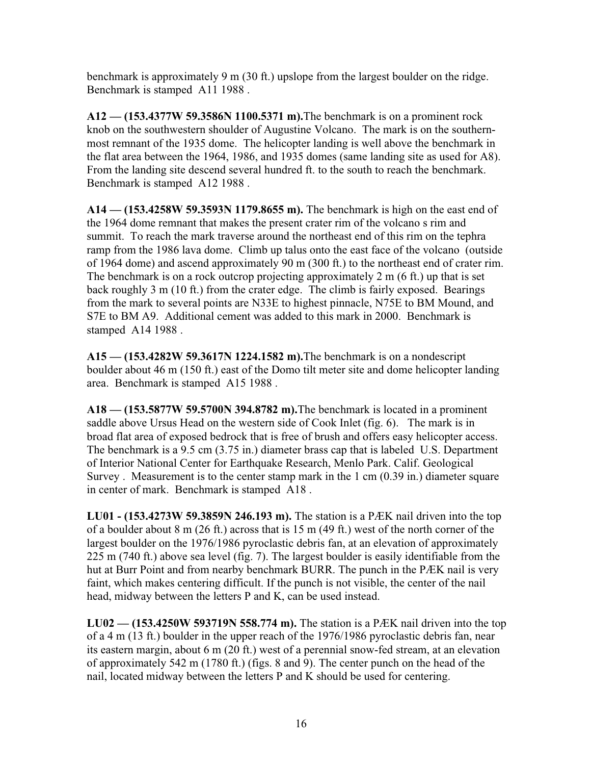benchmark is approximately 9 m (30 ft.) upslope from the largest boulder on the ridge. Benchmark is stamped  A11 1988 .

**A12 — (153.4377W 59.3586N 1100.5371 m).**The benchmark is on a prominent rock knob on the southwestern shoulder of Augustine Volcano. The mark is on the southern-most remnant of the 1935 dome. The helicopter landing is well above the benchmark in the flat area between the 1964, 1986, and 1935 domes (same landing site as used for A8). From the landing site descend several hundred ft. to the south to reach the benchmark. Benchmark is stamped  A12 1988 .

**A14 — (153.4258W 59.3593N 1179.8655 m).** The benchmark is high on the east end of the 1964 dome remnant that makes the present crater rim of the volcano s rim and summit. To reach the mark traverse around the northeast end of this rim on the tephra ramp from the 1986 lava dome. Climb up talus onto the east face of the volcano (outside of 1964 dome) and ascend approximately 90 m (300 ft.) to the northeast end of crater rim. The benchmark is on a rock outcrop projecting approximately 2 m (6 ft.) up that is set back roughly 3 m (10 ft.) from the crater edge. The climb is fairly exposed. Bearings from the mark to several points are N33E to highest pinnacle, N75E to BM Mound, and S7E to BM A9. Additional cement was added to this mark in 2000. Benchmark is stamped  A14 1988 .

**A15 — (153.4282W 59.3617N 1224.1582 m).**The benchmark is on a nondescript boulder about 46 m (150 ft.) east of the Domo tilt meter site and dome helicopter landing area. Benchmark is stamped  A15 1988 .

**A18 — (153.5877W 59.5700N 394.8782 m).**The benchmark is located in a prominent saddle above Ursus Head on the western side of Cook Inlet (fig. 6). The mark is in broad flat area of exposed bedrock that is free of brush and offers easy helicopter access. The benchmark is a 9.5 cm (3.75 in.) diameter brass cap that is labeled  U.S. Department of Interior National Center for Earthquake Research, Menlo Park. Calif. Geological Survey . Measurement is to the center stamp mark in the 1 cm (0.39 in.) diameter square in center of mark. Benchmark is stamped  A18 .

**LU01 - (153.4273W 59.3859N 246.193 m).** The station is a PÆK nail driven into the top of a boulder about 8 m (26 ft.) across that is 15 m (49 ft.) west of the north corner of the largest boulder on the 1976/1986 pyroclastic debris fan, at an elevation of approximately 225 m (740 ft.) above sea level (fig. 7). The largest boulder is easily identifiable from the hut at Burr Point and from nearby benchmark BURR. The punch in the PÆK nail is very faint, which makes centering difficult. If the punch is not visible, the center of the nail head, midway between the letters P and K, can be used instead.

**LU02 — (153.4250W 593719N 558.774 m).** The station is a PÆK nail driven into the top of a 4 m (13 ft.) boulder in the upper reach of the 1976/1986 pyroclastic debris fan, near its eastern margin, about 6 m (20 ft.) west of a perennial snow-fed stream, at an elevation of approximately 542 m (1780 ft.) (figs. 8 and 9). The center punch on the head of the nail, located midway between the letters P and K should be used for centering.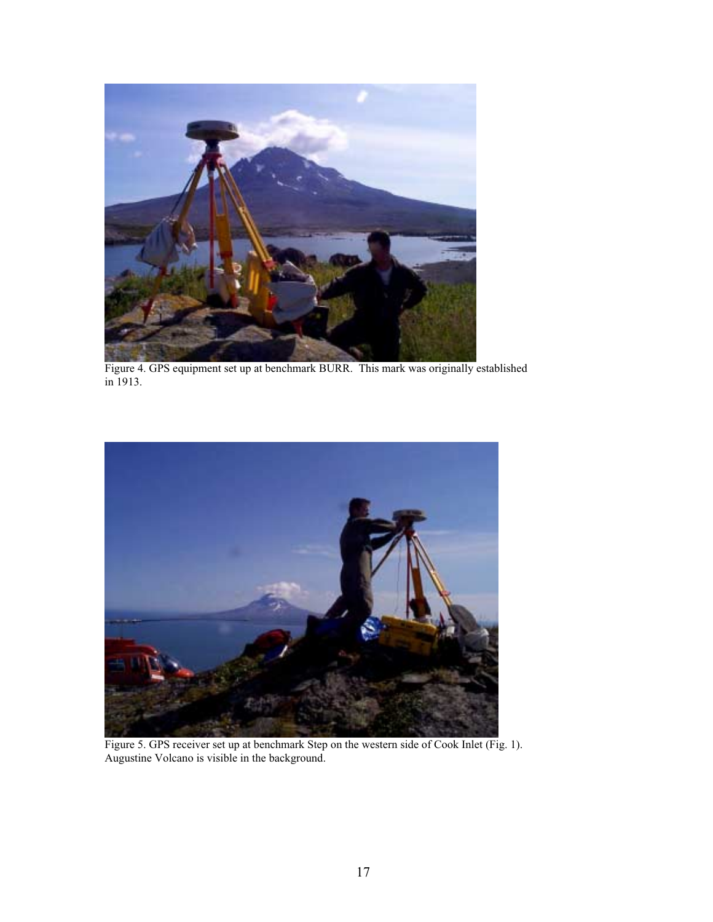Figure 4. GPS equipment set up at benchmark BURR. This mark was originally established in 1913.

Figure 5. GPS receiver set up at benchmark Step on the western side of Cook Inlet (Fig. 1). Augustine Volcano is visible in the background.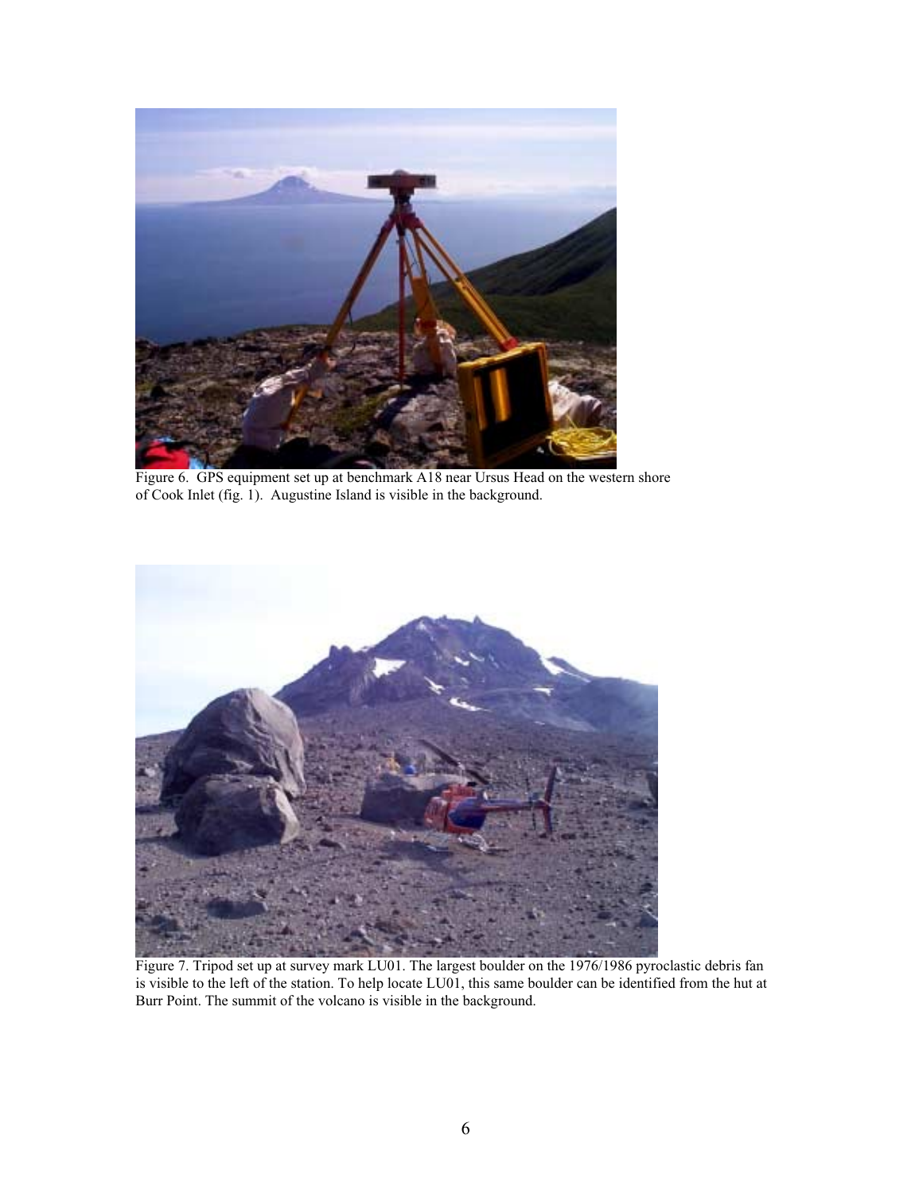Figure 6. GPS equipment set up at benchmark A18 near Ursus Head on the western shore of Cook Inlet (fig. 1). Augustine Island is visible in the background.

Figure 7. Tripod set up at survey mark LU01. The largest boulder on the 1976/1986 pyroclastic debris fan is visible to the left of the station. To help locate LU01, this same boulder can be identified from the hut at Burr Point. The summit of the volcano is visible in the background.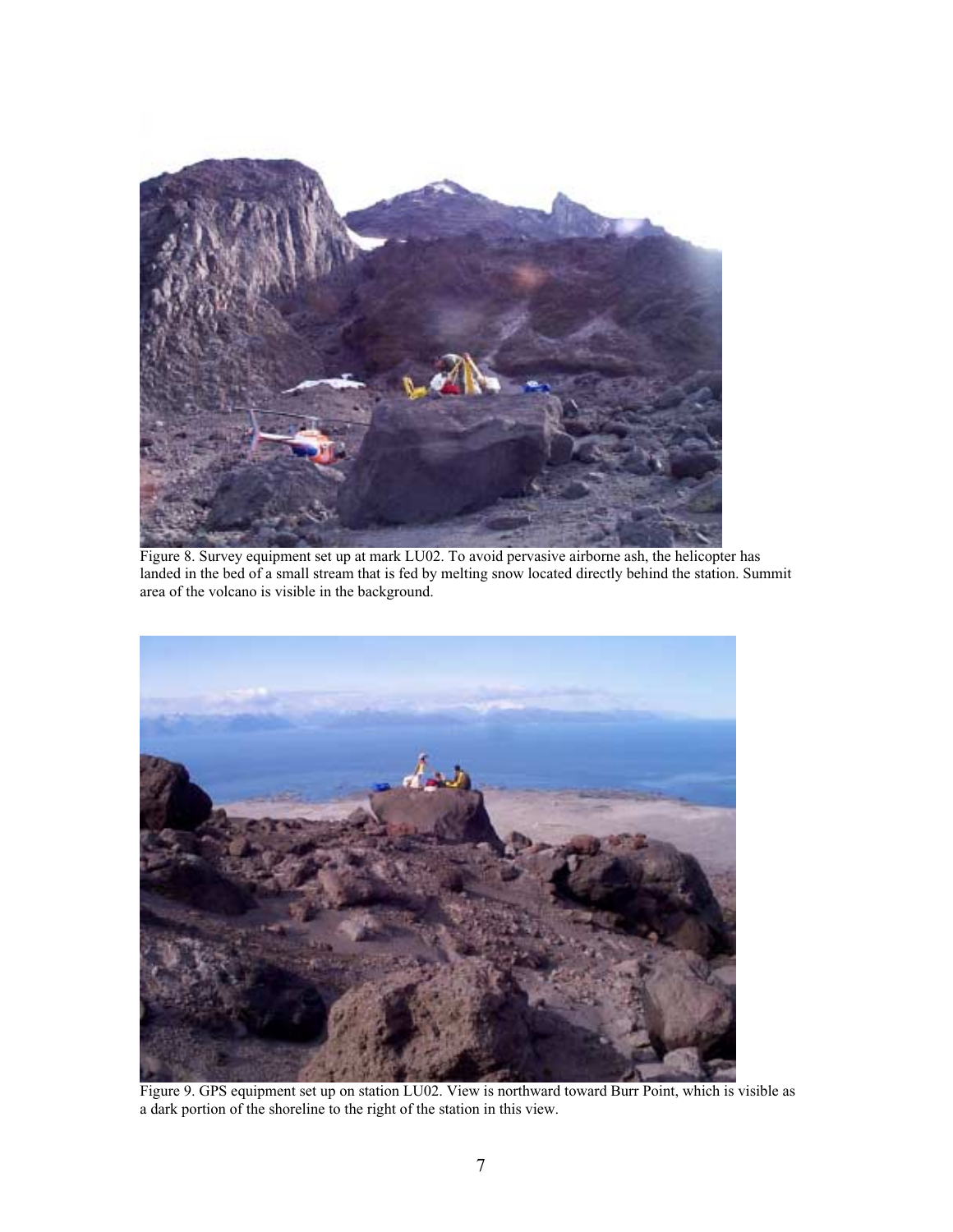Figure 8. Survey equipment set up at mark LU02. To avoid pervasive airborne ash, the helicopter has landed in the bed of a small stream that is fed by melting snow located directly behind the station. Summit area of the volcano is visible in the background.

Figure 9. GPS equipment set up on station LU02. View is northward toward Burr Point, which is visible as a dark portion of the shoreline to the right of the station in this view.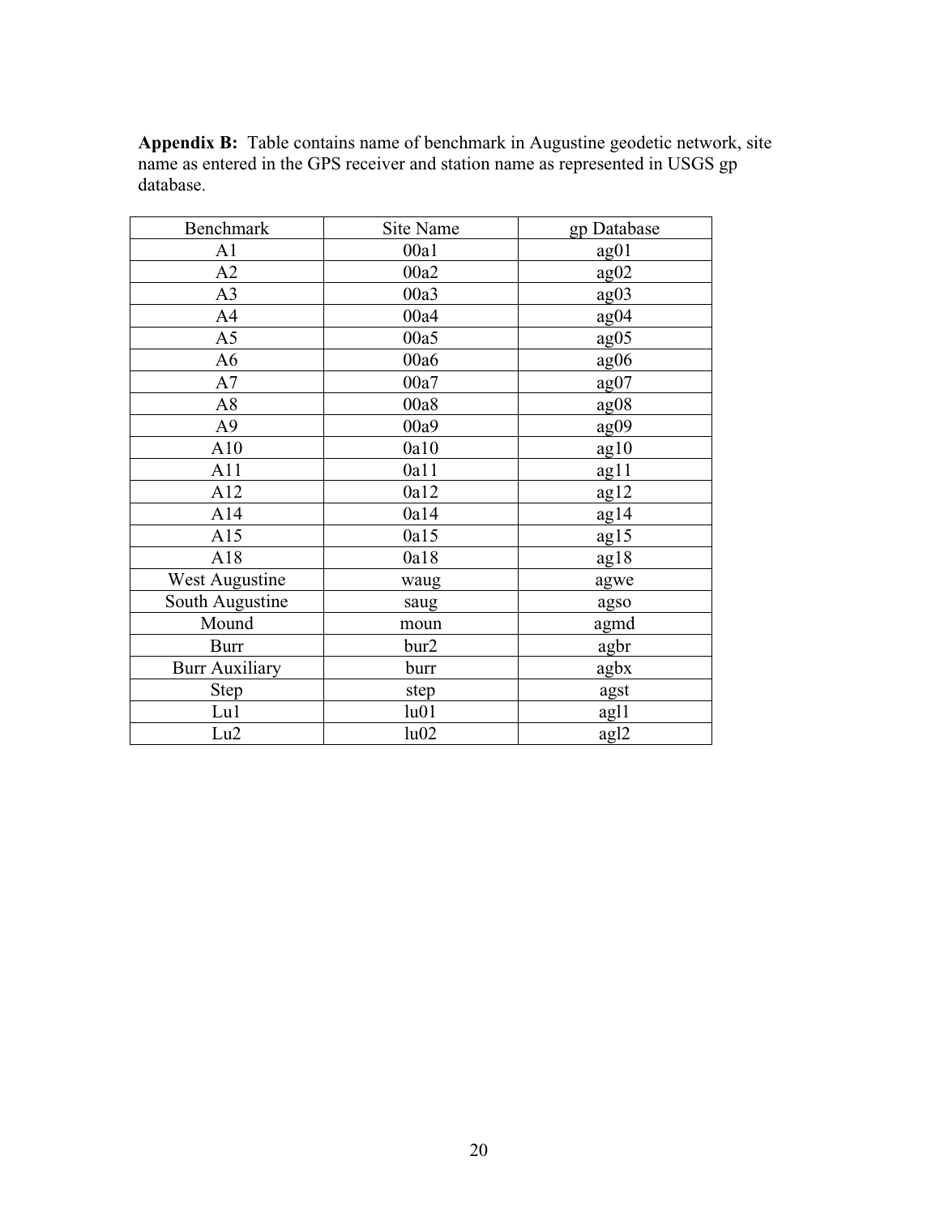**Appendix B:** Table contains name of benchmark in Augustine geodetic network, site name as entered in the GPS receiver and station name as represented in USGS gp database.

| Benchmark | Site Name | gp Database |
|---|---|---|
| A1 | 00a1 | ag01 |
| A2 | 00a2 | ag02 |
| A3 | 00a3 | ag03 |
| A4 | 00a4 | ag04 |
| A5 | 00a5 | ag05 |
| A6 | 00a6 | ag06 |
| A7 | 00a7 | ag07 |
| A8 | 00a8 | ag08 |
| A9 | 00a9 | ag09 |
| A10 | 0a10 | ag10 |
| A11 | 0a11 | ag11 |
| A12 | 0a12 | ag12 |
| A14 | 0a14 | ag14 |
| A15 | 0a15 | ag15 |
| A18 | 0a18 | ag18 |
| West Augustine | waug | agwe |
| South Augustine | saug | agso |
| Mound | moun | agmd |
| Burr | bur2 | agbr |
| Burr Auxiliary | burr | agbx |
| Step | step | agst |
| Lu1 | lu01 | agl1 |
| Lu2 | lu02 | agl2 |